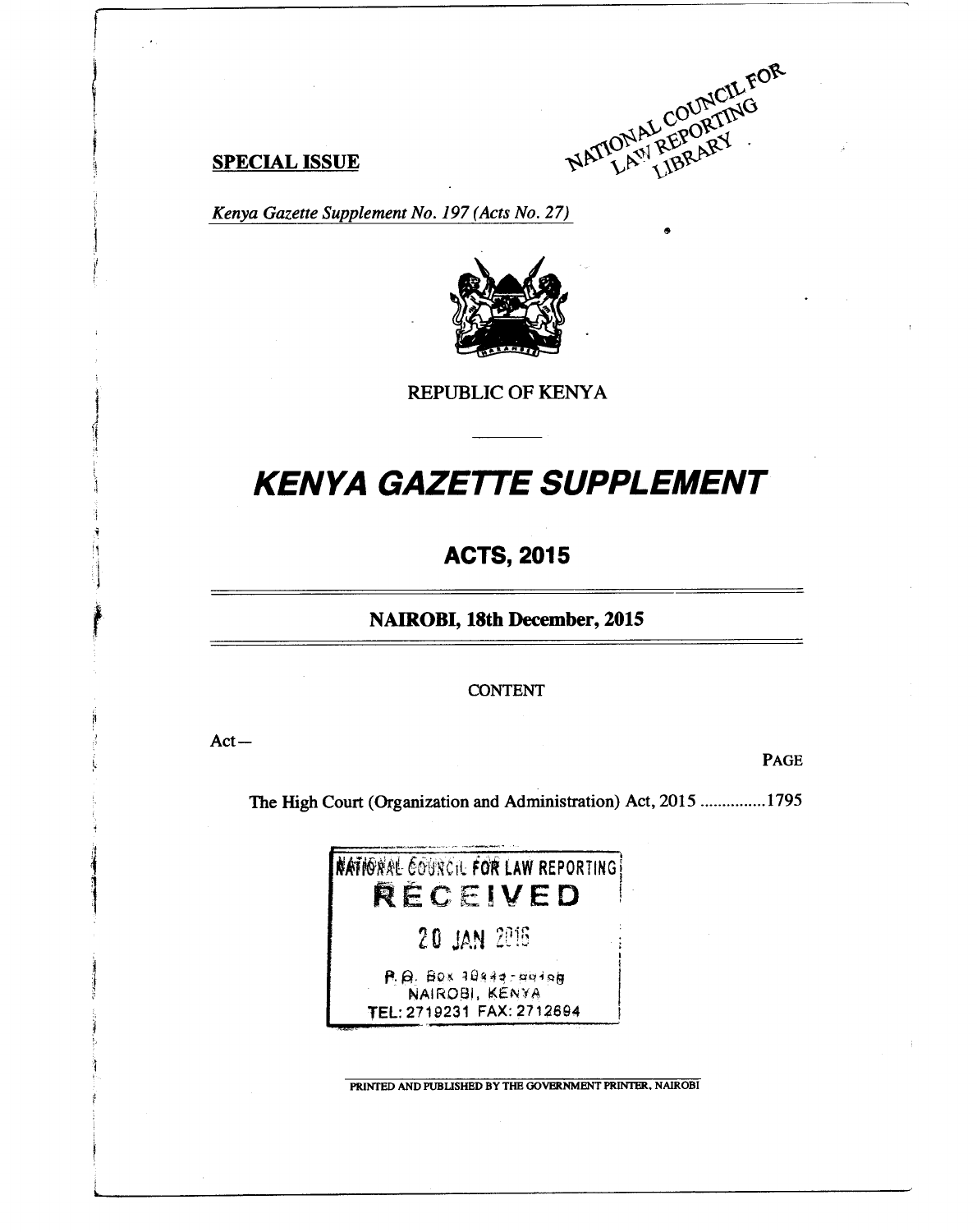NATIONAL COUNCIL FOR LAW REPORTING LIBRARY

**SPECIAL ISSUE**

*Kenya Gazette Supplement No. 197 (Acts No. 27)*

REPUBLIC OF KENYA

# *KENYA GAZETTE SUPPLEMENT*

## ACTS, 2015

### NAIROBI, 18th December, 2015

CONTENT

Act—

PAGE

The High Court (Organization and Administration) Act, 2015 ...............1795

NATIONAL COUNCIL FOR LAW REPORTING
RECEIVED
20 JAN 2016
P.O. Box 10443-00100
NAIROBI, KENYA
TEL: 2719231 FAX: 2712694

PRINTED AND PUBLISHED BY THE GOVERNMENT PRINTER, NAIROBI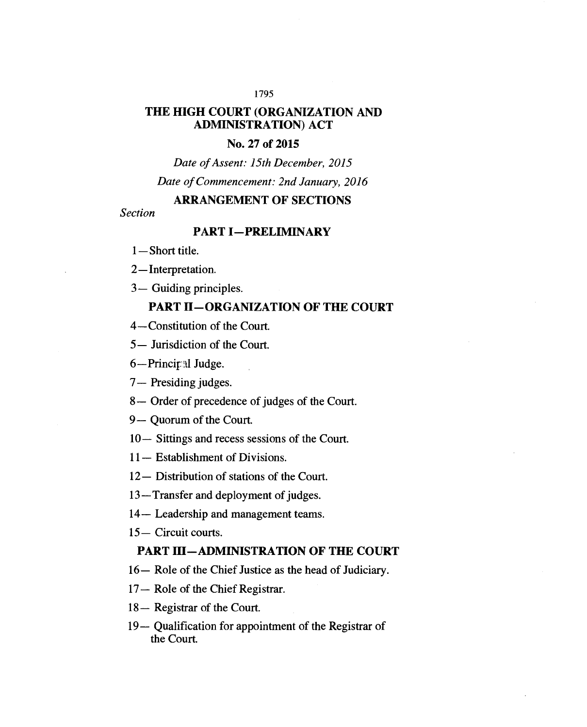# THE HIGH COURT (ORGANIZATION AND ADMINISTRATION) ACT

## No. 27 of 2015

*Date of Assent: 15th December, 2015*

*Date of Commencement: 2nd January, 2016*

## ARRANGEMENT OF SECTIONS

*Section*

### PART I—PRELIMINARY

1—Short title.

2—Interpretation.

3— Guiding principles.

### PART II—ORGANIZATION OF THE COURT

4—Constitution of the Court.

5— Jurisdiction of the Court.

6—Principal Judge.

7— Presiding judges.

8— Order of precedence of judges of the Court.

9— Quorum of the Court.

10— Sittings and recess sessions of the Court.

11— Establishment of Divisions.

12— Distribution of stations of the Court.

13—Transfer and deployment of judges.

14— Leadership and management teams.

15— Circuit courts.

### PART III—ADMINISTRATION OF THE COURT

16— Role of the Chief Justice as the head of Judiciary.

17— Role of the Chief Registrar.

18— Registrar of the Court.

19— Qualification for appointment of the Registrar of the Court.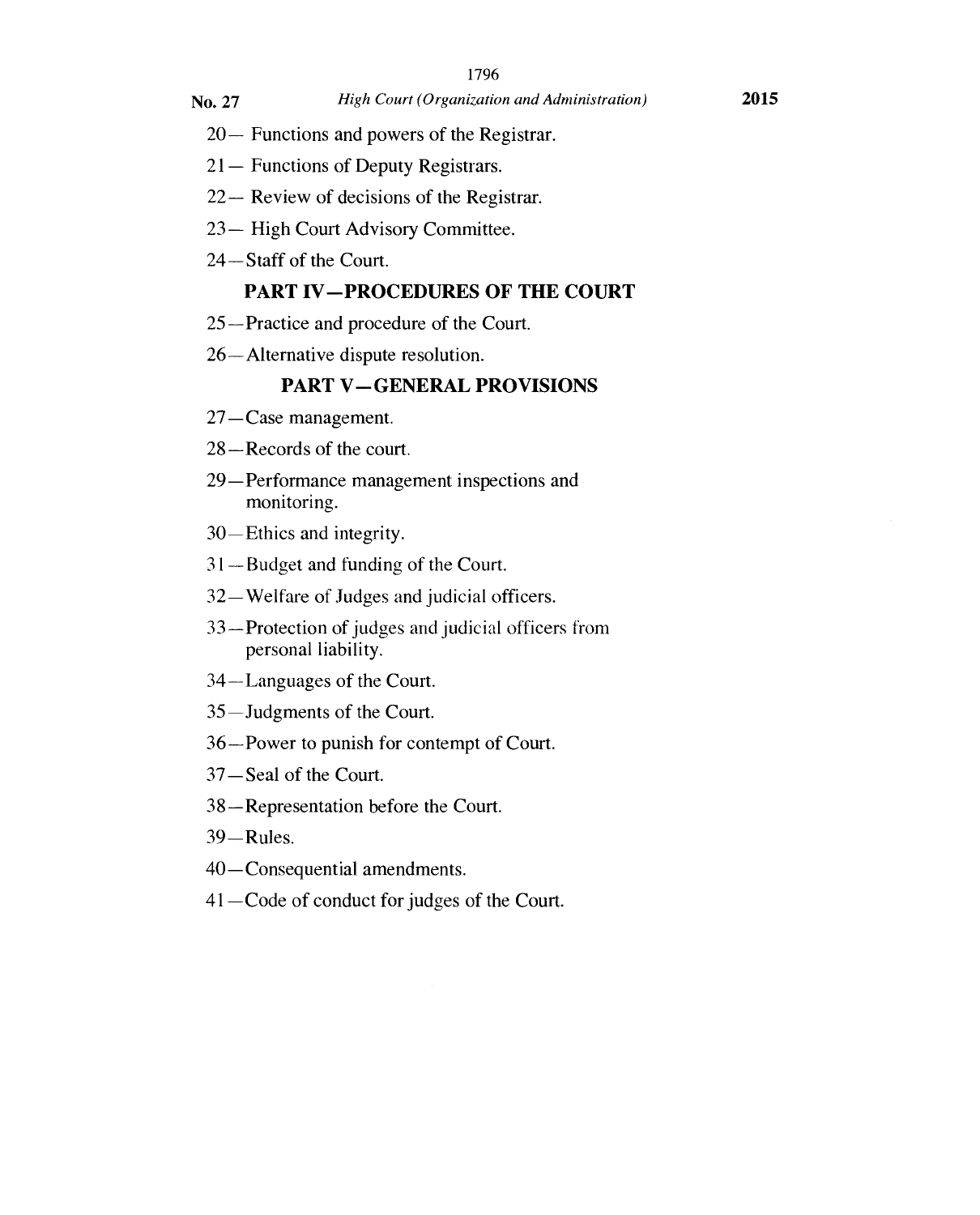20— Functions and powers of the Registrar.

21— Functions of Deputy Registrars.

22— Review of decisions of the Registrar.

23— High Court Advisory Committee.

24—Staff of the Court.

## PART IV—PROCEDURES OF THE COURT

25—Practice and procedure of the Court.

26—Alternative dispute resolution.

## PART V—GENERAL PROVISIONS

27—Case management.

28—Records of the court.

29—Performance management inspections and monitoring.

30—Ethics and integrity.

31—Budget and funding of the Court.

32—Welfare of Judges and judicial officers.

33—Protection of judges and judicial officers from personal liability.

34—Languages of the Court.

35—Judgments of the Court.

36—Power to punish for contempt of Court.

37—Seal of the Court.

38—Representation before the Court.

39—Rules.

40—Consequential amendments.

41—Code of conduct for judges of the Court.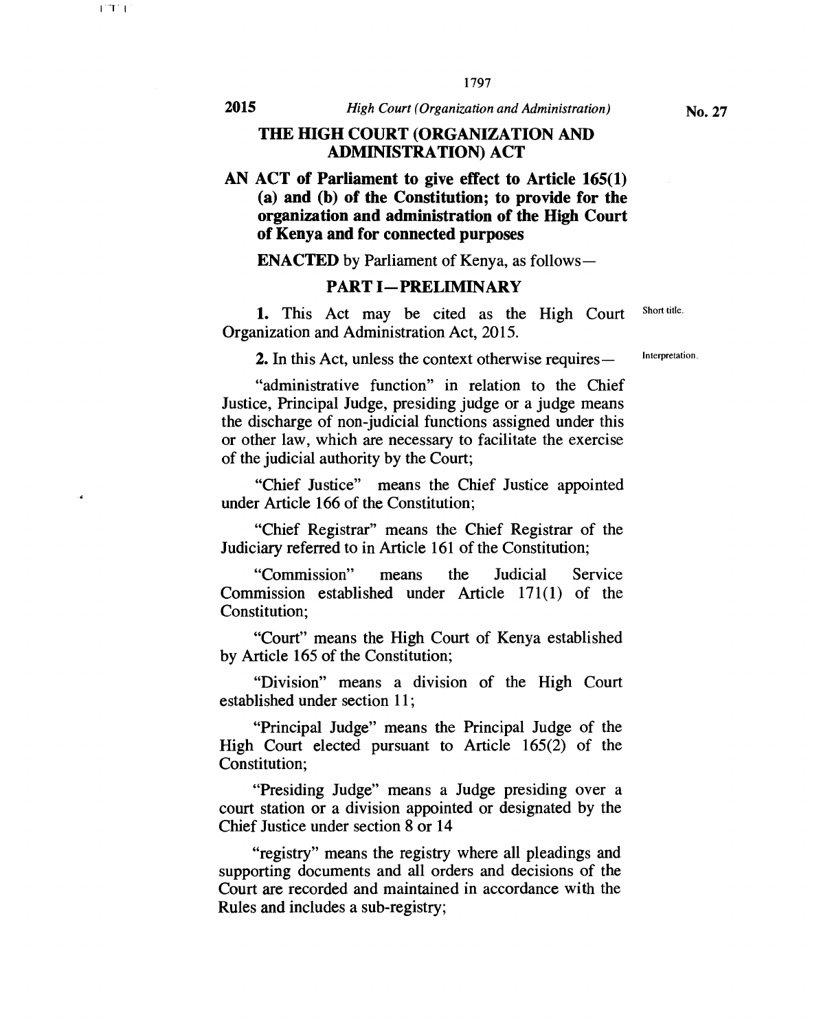# THE HIGH COURT (ORGANIZATION AND ADMINISTRATION) ACT

**AN ACT of Parliament to give effect to Article 165(1) (a) and (b) of the Constitution; to provide for the organization and administration of the High Court of Kenya and for connected purposes**

**ENACTED** by Parliament of Kenya, as follows—

## PART I—PRELIMINARY

Short title.

**1.** This Act may be cited as the High Court Organization and Administration Act, 2015.

Interpretation.

**2.** In this Act, unless the context otherwise requires—

"administrative function" in relation to the Chief Justice, Principal Judge, presiding judge or a judge means the discharge of non-judicial functions assigned under this or other law, which are necessary to facilitate the exercise of the judicial authority by the Court;

"Chief Justice" means the Chief Justice appointed under Article 166 of the Constitution;

"Chief Registrar" means the Chief Registrar of the Judiciary referred to in Article 161 of the Constitution;

"Commission" means the Judicial Service Commission established under Article 171(1) of the Constitution;

"Court" means the High Court of Kenya established by Article 165 of the Constitution;

"Division" means a division of the High Court established under section 11;

"Principal Judge" means the Principal Judge of the High Court elected pursuant to Article 165(2) of the Constitution;

"Presiding Judge" means a Judge presiding over a court station or a division appointed or designated by the Chief Justice under section 8 or 14

"registry" means the registry where all pleadings and supporting documents and all orders and decisions of the Court are recorded and maintained in accordance with the Rules and includes a sub-registry;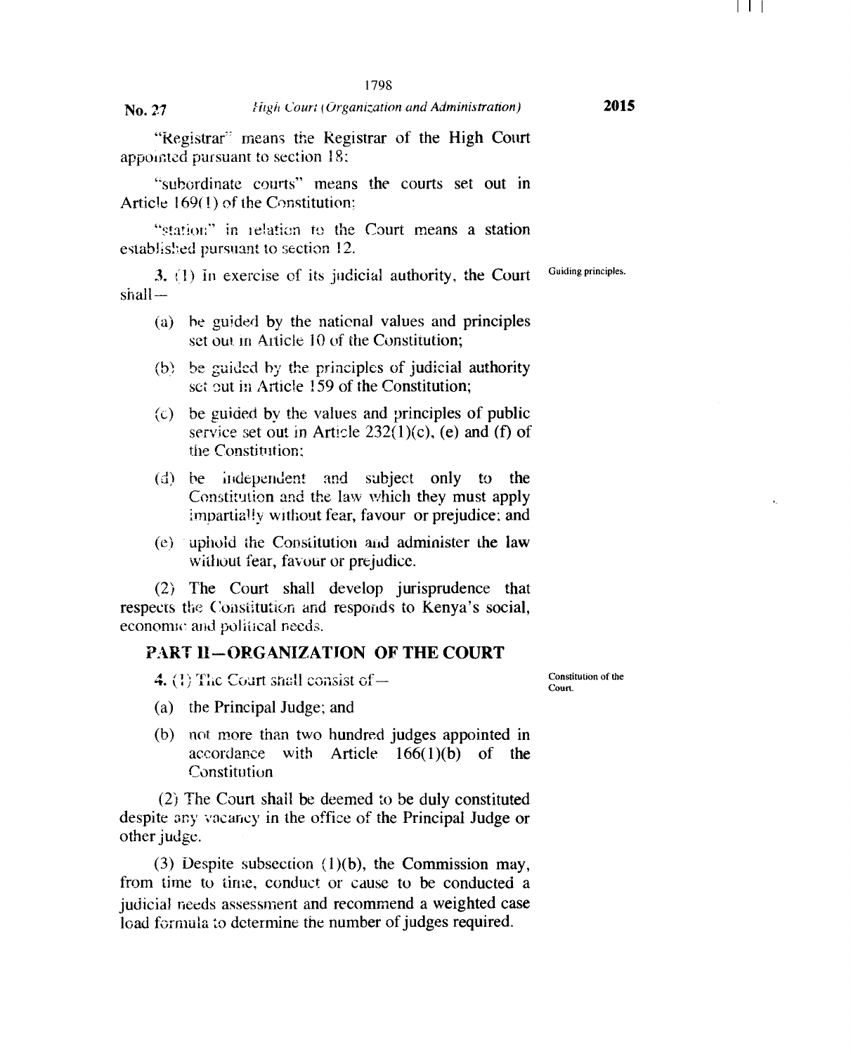"Registrar" means the Registrar of the High Court appointed pursuant to section 18;

"subordinate courts" means the courts set out in Article 169(1) of the Constitution;

"station" in relation to the Court means a station established pursuant to section 12.

Guiding principles.

**3.** (1) In exercise of its judicial authority, the Court shall—

(a) be guided by the national values and principles set out in Article 10 of the Constitution;

(b) be guided by the principles of judicial authority set out in Article 159 of the Constitution;

(c) be guided by the values and principles of public service set out in Article 232(1)(c), (e) and (f) of the Constitution;

(d) be independent and subject only to the Constitution and the law which they must apply impartially without fear, favour or prejudice; and

(e) uphold the Constitution and administer the law without fear, favour or prejudice.

(2) The Court shall develop jurisprudence that respects the Constitution and responds to Kenya's social, economic and political needs.

## PART II—ORGANIZATION OF THE COURT

Constitution of the Court.

**4.** (1) The Court shall consist of—

(a) the Principal Judge; and

(b) not more than two hundred judges appointed in accordance with Article 166(1)(b) of the Constitution

(2) The Court shall be deemed to be duly constituted despite any vacancy in the office of the Principal Judge or other judge.

(3) Despite subsection (1)(b), the Commission may, from time to time, conduct or cause to be conducted a judicial needs assessment and recommend a weighted case load formula to determine the number of judges required.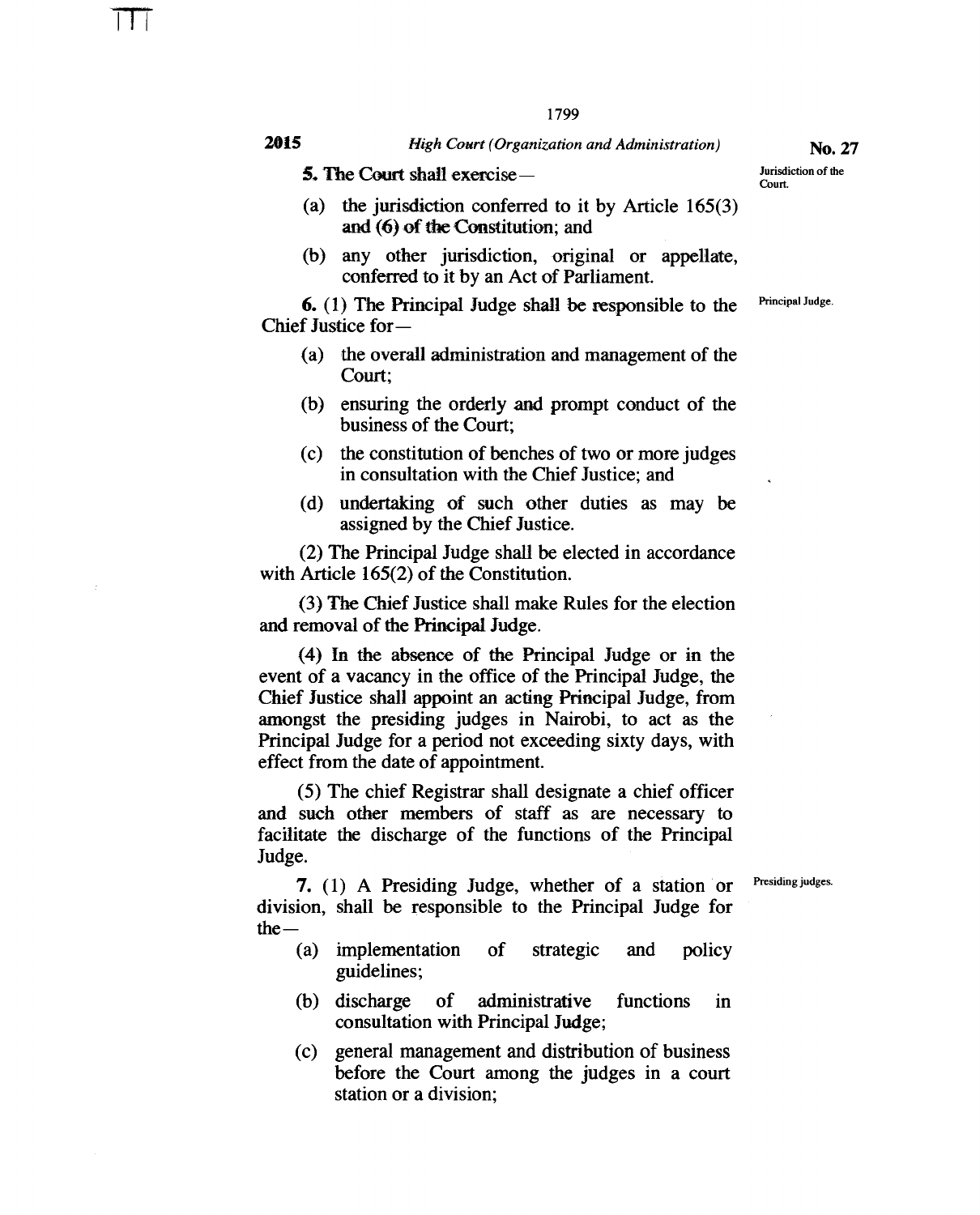**5.** The Court shall exercise—

Jurisdiction of the Court.

(a) the jurisdiction conferred to it by Article 165(3) and (6) of the Constitution; and

(b) any other jurisdiction, original or appellate, conferred to it by an Act of Parliament.

**6.** (1) The Principal Judge shall be responsible to the Chief Justice for—

Principal Judge.

(a) the overall administration and management of the Court;

(b) ensuring the orderly and prompt conduct of the business of the Court;

(c) the constitution of benches of two or more judges in consultation with the Chief Justice; and

(d) undertaking of such other duties as may be assigned by the Chief Justice.

(2) The Principal Judge shall be elected in accordance with Article 165(2) of the Constitution.

(3) The Chief Justice shall make Rules for the election and removal of the Principal Judge.

(4) In the absence of the Principal Judge or in the event of a vacancy in the office of the Principal Judge, the Chief Justice shall appoint an acting Principal Judge, from amongst the presiding judges in Nairobi, to act as the Principal Judge for a period not exceeding sixty days, with effect from the date of appointment.

(5) The chief Registrar shall designate a chief officer and such other members of staff as are necessary to facilitate the discharge of the functions of the Principal Judge.

**7.** (1) A Presiding Judge, whether of a station or division, shall be responsible to the Principal Judge for the—

Presiding judges.

(a) implementation of strategic and policy guidelines;

(b) discharge of administrative functions in consultation with Principal Judge;

(c) general management and distribution of business before the Court among the judges in a court station or a division;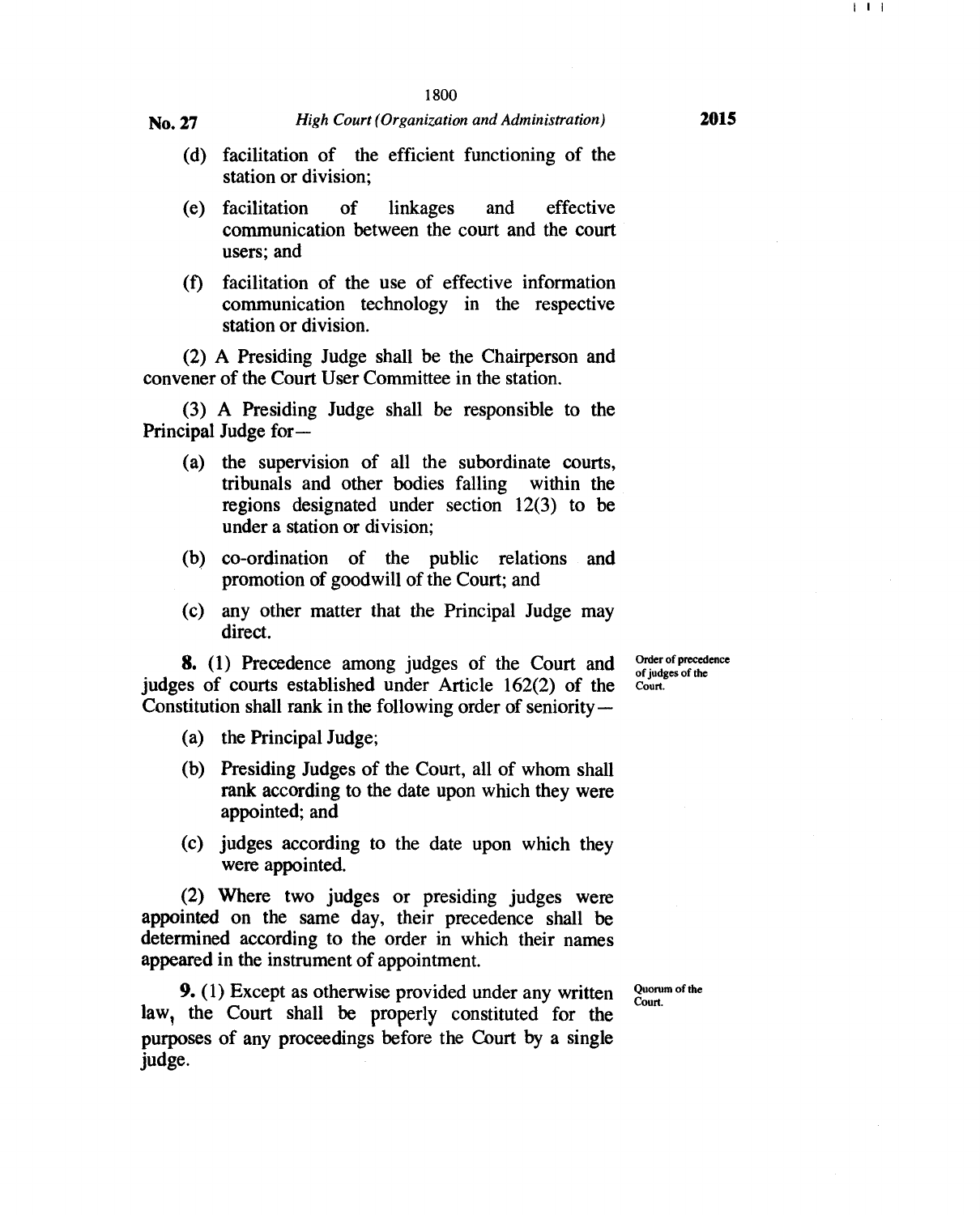(d) facilitation of the efficient functioning of the station or division;

(e) facilitation of linkages and effective communication between the court and the court users; and

(f) facilitation of the use of effective information communication technology in the respective station or division.

(2) A Presiding Judge shall be the Chairperson and convener of the Court User Committee in the station.

(3) A Presiding Judge shall be responsible to the Principal Judge for—

(a) the supervision of all the subordinate courts, tribunals and other bodies falling within the regions designated under section 12(3) to be under a station or division;

(b) co-ordination of the public relations and promotion of goodwill of the Court; and

(c) any other matter that the Principal Judge may direct.

Order of precedence of judges of the Court.

**8.** (1) Precedence among judges of the Court and judges of courts established under Article 162(2) of the Constitution shall rank in the following order of seniority—

(a) the Principal Judge;

(b) Presiding Judges of the Court, all of whom shall rank according to the date upon which they were appointed; and

(c) judges according to the date upon which they were appointed.

(2) Where two judges or presiding judges were appointed on the same day, their precedence shall be determined according to the order in which their names appeared in the instrument of appointment.

Quorum of the Court.

**9.** (1) Except as otherwise provided under any written law, the Court shall be properly constituted for the purposes of any proceedings before the Court by a single judge.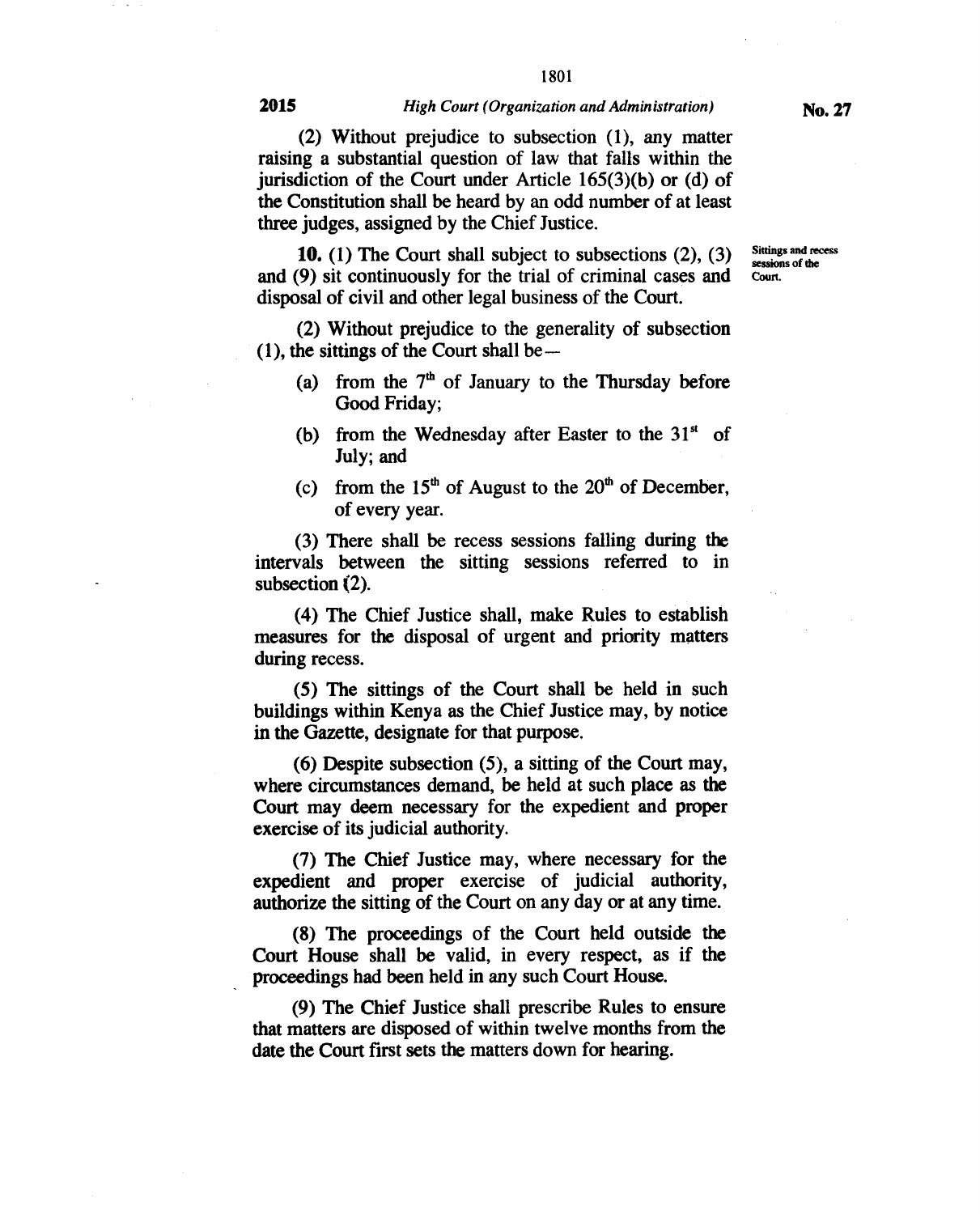(2) Without prejudice to subsection (1), any matter raising a substantial question of law that falls within the jurisdiction of the Court under Article 165(3)(b) or (d) of the Constitution shall be heard by an odd number of at least three judges, assigned by the Chief Justice.

**Sittings and recess sessions of the Court.**

**10.** (1) The Court shall subject to subsections (2), (3) and (9) sit continuously for the trial of criminal cases and disposal of civil and other legal business of the Court.

(2) Without prejudice to the generality of subsection (1), the sittings of the Court shall be—

- (a) from the 7[th] of January to the Thursday before Good Friday;
- (b) from the Wednesday after Easter to the 31[st] of July; and
- (c) from the 15[th] of August to the 20[th] of December, of every year.

(3) There shall be recess sessions falling during the intervals between the sitting sessions referred to in subsection (2).

(4) The Chief Justice shall, make Rules to establish measures for the disposal of urgent and priority matters during recess.

(5) The sittings of the Court shall be held in such buildings within Kenya as the Chief Justice may, by notice in the Gazette, designate for that purpose.

(6) Despite subsection (5), a sitting of the Court may, where circumstances demand, be held at such place as the Court may deem necessary for the expedient and proper exercise of its judicial authority.

(7) The Chief Justice may, where necessary for the expedient and proper exercise of judicial authority, authorize the sitting of the Court on any day or at any time.

(8) The proceedings of the Court held outside the Court House shall be valid, in every respect, as if the proceedings had been held in any such Court House.

(9) The Chief Justice shall prescribe Rules to ensure that matters are disposed of within twelve months from the date the Court first sets the matters down for hearing.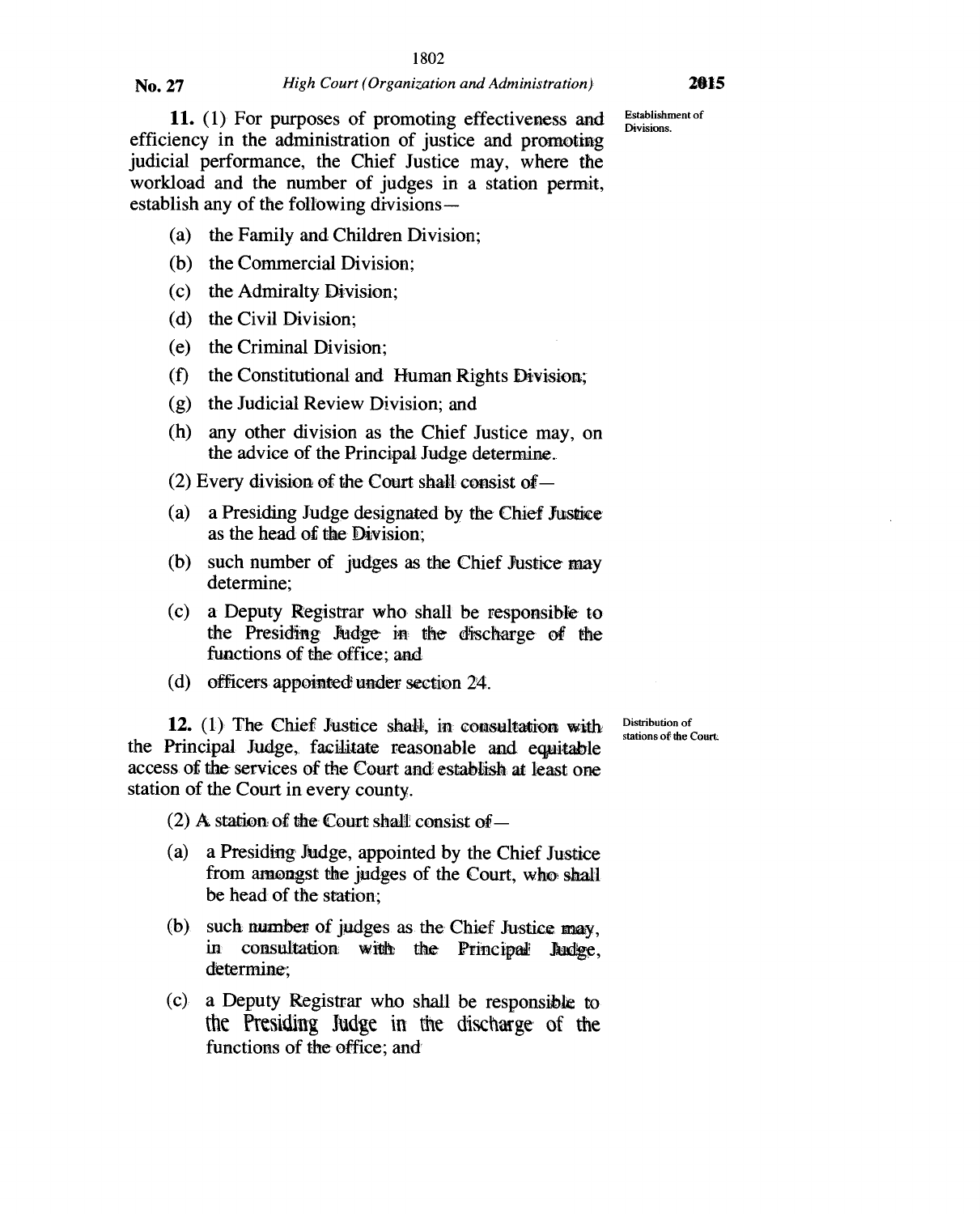Establishment of Divisions.

**11.** (1) For purposes of promoting effectiveness and efficiency in the administration of justice and promoting judicial performance, the Chief Justice may, where the workload and the number of judges in a station permit, establish any of the following divisions—

(a) the Family and Children Division;

(b) the Commercial Division;

(c) the Admiralty Division;

(d) the Civil Division;

(e) the Criminal Division;

(f) the Constitutional and Human Rights Division;

(g) the Judicial Review Division; and

(h) any other division as the Chief Justice may, on the advice of the Principal Judge determine.

(2) Every division of the Court shall consist of—

(a) a Presiding Judge designated by the Chief Justice as the head of the Division;

(b) such number of judges as the Chief Justice may determine;

(c) a Deputy Registrar who shall be responsible to the Presiding Judge in the discharge of the functions of the office; and

(d) officers appointed under section 24.

Distribution of stations of the Court.

**12.** (1) The Chief Justice shall, in consultation with the Principal Judge, facilitate reasonable and equitable access of the services of the Court and establish at least one station of the Court in every county.

(2) A station of the Court shall consist of—

(a) a Presiding Judge, appointed by the Chief Justice from amongst the judges of the Court, who shall be head of the station;

(b) such number of judges as the Chief Justice may, in consultation with the Principal Judge, determine;

(c) a Deputy Registrar who shall be responsible to the Presiding Judge in the discharge of the functions of the office; and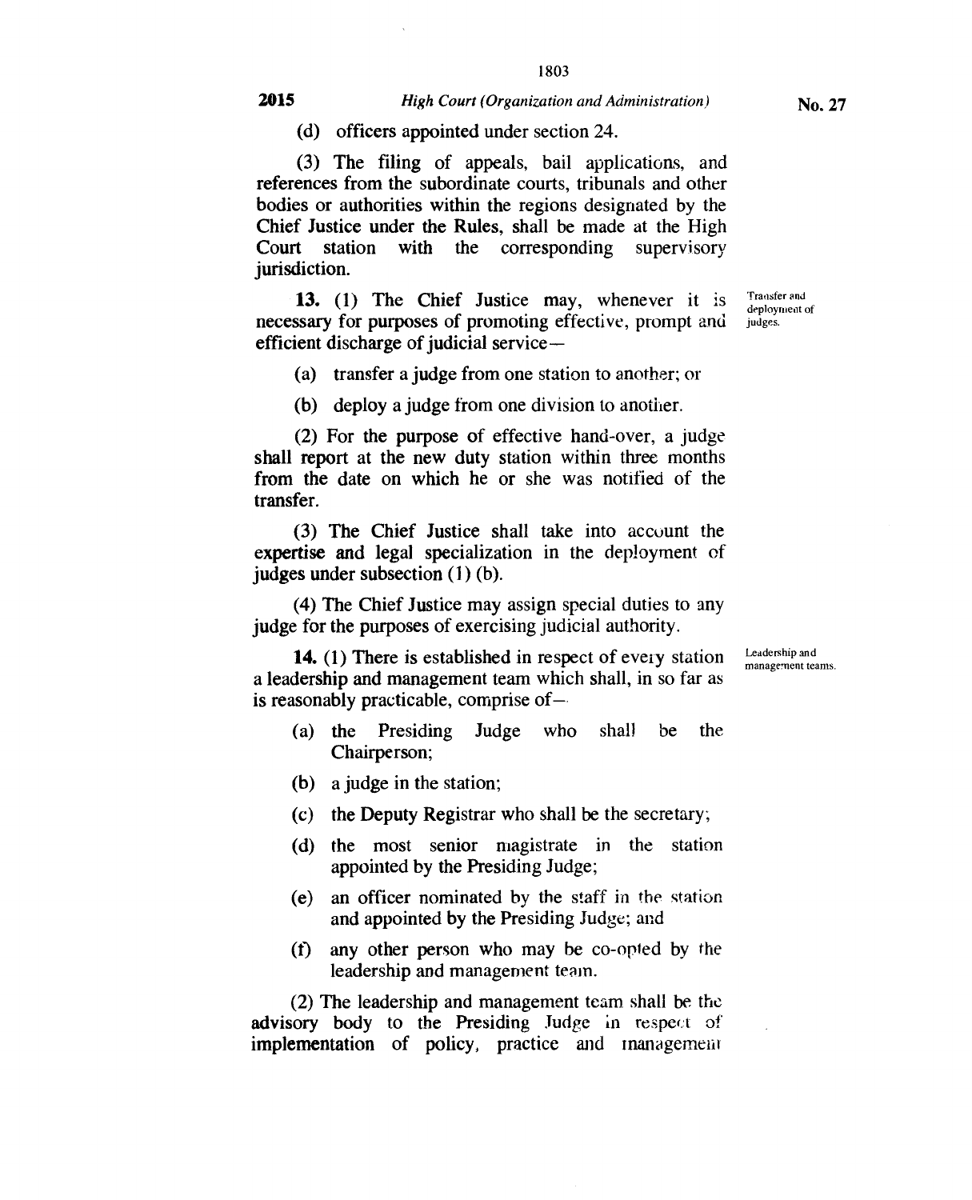(d) officers appointed under section 24.

(3) The filing of appeals, bail applications, and references from the subordinate courts, tribunals and other bodies or authorities within the regions designated by the Chief Justice under the Rules, shall be made at the High Court station with the corresponding supervisory jurisdiction.

Transfer and deployment of judges.

**13.** (1) The Chief Justice may, whenever it is necessary for purposes of promoting effective, prompt and efficient discharge of judicial service—

(a) transfer a judge from one station to another; or

(b) deploy a judge from one division to another.

(2) For the purpose of effective hand-over, a judge shall report at the new duty station within three months from the date on which he or she was notified of the transfer.

(3) The Chief Justice shall take into account the expertise and legal specialization in the deployment of judges under subsection (1) (b).

(4) The Chief Justice may assign special duties to any judge for the purposes of exercising judicial authority.

Leadership and management teams.

**14.** (1) There is established in respect of every station a leadership and management team which shall, in so far as is reasonably practicable, comprise of—

(a) the Presiding Judge who shall be the Chairperson;

(b) a judge in the station;

(c) the Deputy Registrar who shall be the secretary;

(d) the most senior magistrate in the station appointed by the Presiding Judge;

(e) an officer nominated by the staff in the station and appointed by the Presiding Judge; and

(f) any other person who may be co-opted by the leadership and management team.

(2) The leadership and management team shall be the advisory body to the Presiding Judge in respect of implementation of policy, practice and management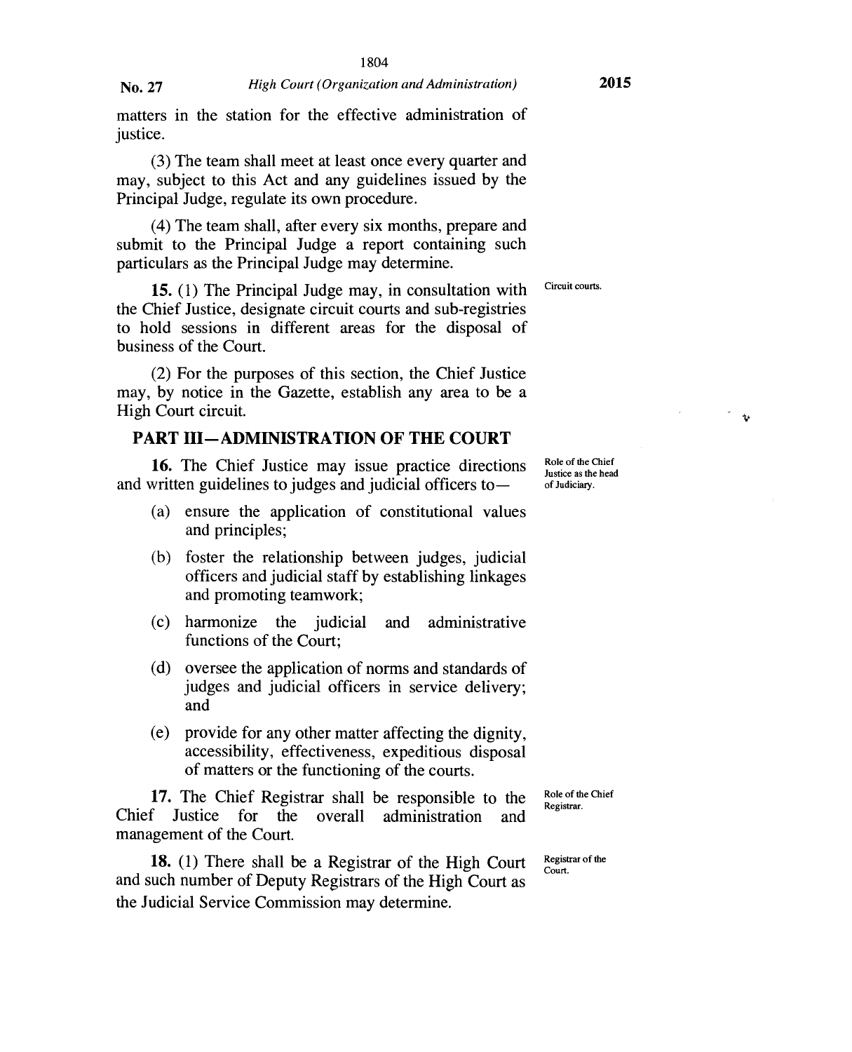matters in the station for the effective administration of justice.

(3) The team shall meet at least once every quarter and may, subject to this Act and any guidelines issued by the Principal Judge, regulate its own procedure.

(4) The team shall, after every six months, prepare and submit to the Principal Judge a report containing such particulars as the Principal Judge may determine.

Circuit courts.

**15.** (1) The Principal Judge may, in consultation with the Chief Justice, designate circuit courts and sub-registries to hold sessions in different areas for the disposal of business of the Court.

(2) For the purposes of this section, the Chief Justice may, by notice in the Gazette, establish any area to be a High Court circuit.

## PART III—ADMINISTRATION OF THE COURT

Role of the Chief Justice as the head of Judiciary.

**16.** The Chief Justice may issue practice directions and written guidelines to judges and judicial officers to—

(a) ensure the application of constitutional values and principles;

(b) foster the relationship between judges, judicial officers and judicial staff by establishing linkages and promoting teamwork;

(c) harmonize the judicial and administrative functions of the Court;

(d) oversee the application of norms and standards of judges and judicial officers in service delivery; and

(e) provide for any other matter affecting the dignity, accessibility, effectiveness, expeditious disposal of matters or the functioning of the courts.

Role of the Chief Registrar.

**17.** The Chief Registrar shall be responsible to the Chief Justice for the overall administration and management of the Court.

Registrar of the Court.

**18.** (1) There shall be a Registrar of the High Court and such number of Deputy Registrars of the High Court as the Judicial Service Commission may determine.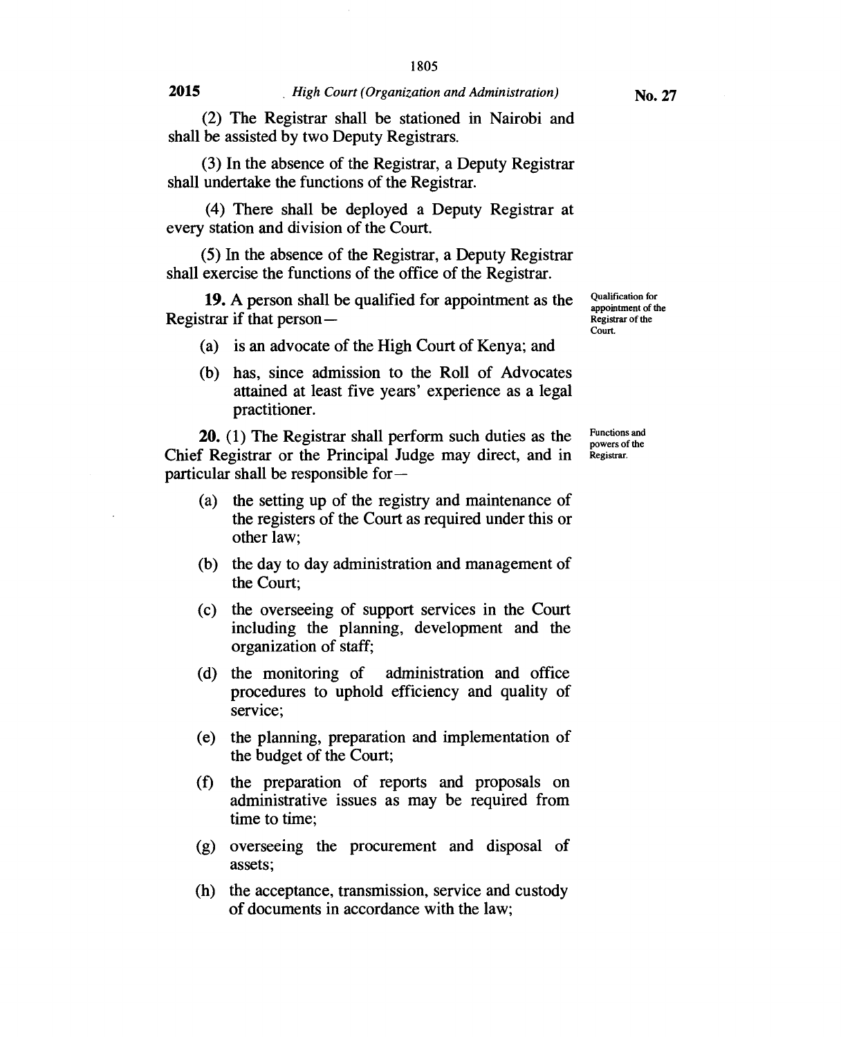(2) The Registrar shall be stationed in Nairobi and shall be assisted by two Deputy Registrars.

(3) In the absence of the Registrar, a Deputy Registrar shall undertake the functions of the Registrar.

(4) There shall be deployed a Deputy Registrar at every station and division of the Court.

(5) In the absence of the Registrar, a Deputy Registrar shall exercise the functions of the office of the Registrar.

*Qualification for appointment of the Registrar of the Court.*

**19.** A person shall be qualified for appointment as the Registrar if that person—

(a) is an advocate of the High Court of Kenya; and

(b) has, since admission to the Roll of Advocates attained at least five years' experience as a legal practitioner.

*Functions and powers of the Registrar.*

**20.** (1) The Registrar shall perform such duties as the Chief Registrar or the Principal Judge may direct, and in particular shall be responsible for—

(a) the setting up of the registry and maintenance of the registers of the Court as required under this or other law;

(b) the day to day administration and management of the Court;

(c) the overseeing of support services in the Court including the planning, development and the organization of staff;

(d) the monitoring of administration and office procedures to uphold efficiency and quality of service;

(e) the planning, preparation and implementation of the budget of the Court;

(f) the preparation of reports and proposals on administrative issues as may be required from time to time;

(g) overseeing the procurement and disposal of assets;

(h) the acceptance, transmission, service and custody of documents in accordance with the law;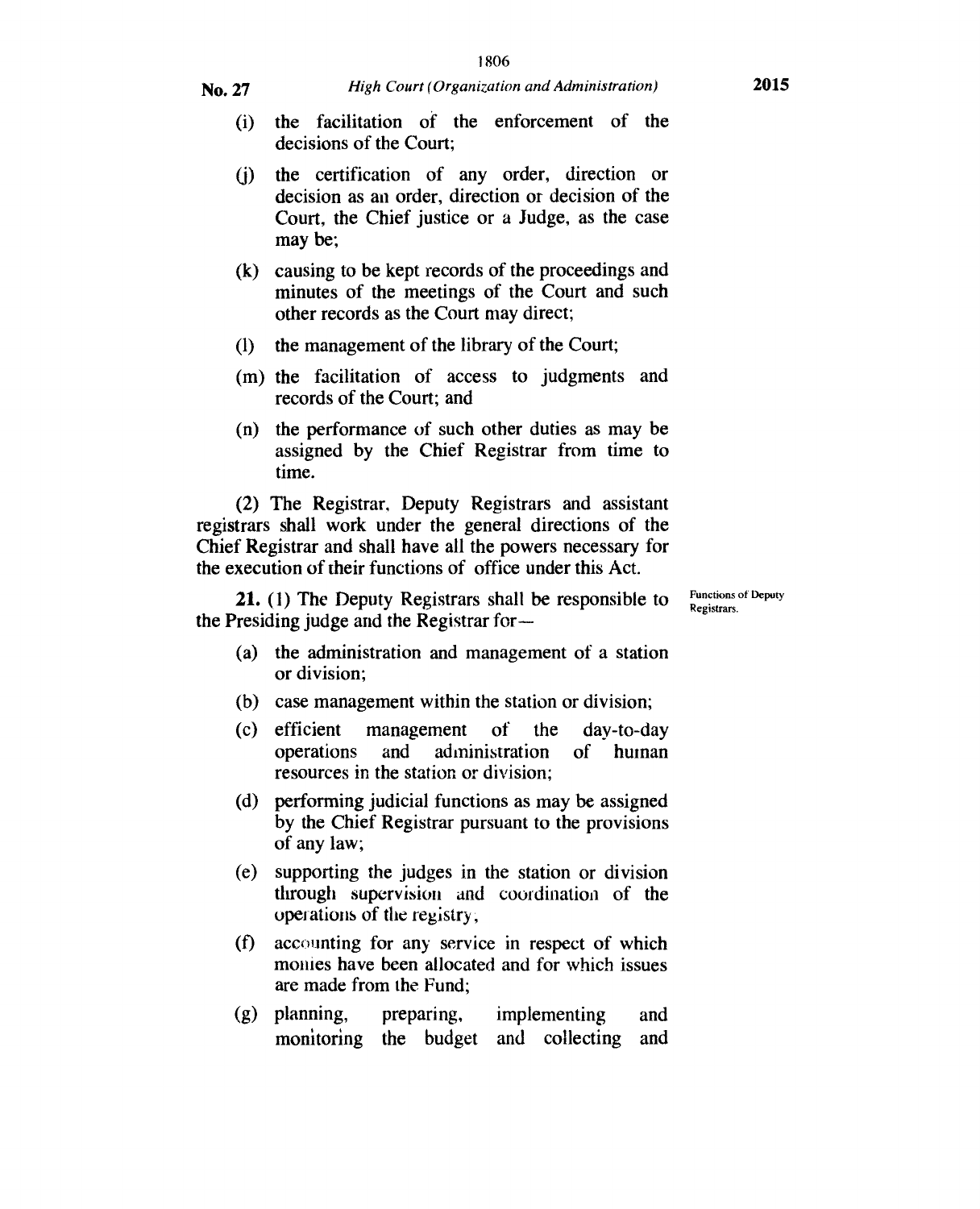(i) the facilitation of the enforcement of the decisions of the Court;

(j) the certification of any order, direction or decision as an order, direction or decision of the Court, the Chief justice or a Judge, as the case may be;

(k) causing to be kept records of the proceedings and minutes of the meetings of the Court and such other records as the Court may direct;

(l) the management of the library of the Court;

(m) the facilitation of access to judgments and records of the Court; and

(n) the performance of such other duties as may be assigned by the Chief Registrar from time to time.

(2) The Registrar, Deputy Registrars and assistant registrars shall work under the general directions of the Chief Registrar and shall have all the powers necessary for the execution of their functions of office under this Act.

Functions of Deputy Registrars.

**21.** (1) The Deputy Registrars shall be responsible to the Presiding judge and the Registrar for—

(a) the administration and management of a station or division;

(b) case management within the station or division;

(c) efficient management of the day-to-day operations and administration of human resources in the station or division;

(d) performing judicial functions as may be assigned by the Chief Registrar pursuant to the provisions of any law;

(e) supporting the judges in the station or division through supervision and coordination of the operations of the registry;

(f) accounting for any service in respect of which monies have been allocated and for which issues are made from the Fund;

(g) planning, preparing, implementing and monitoring the budget and collecting and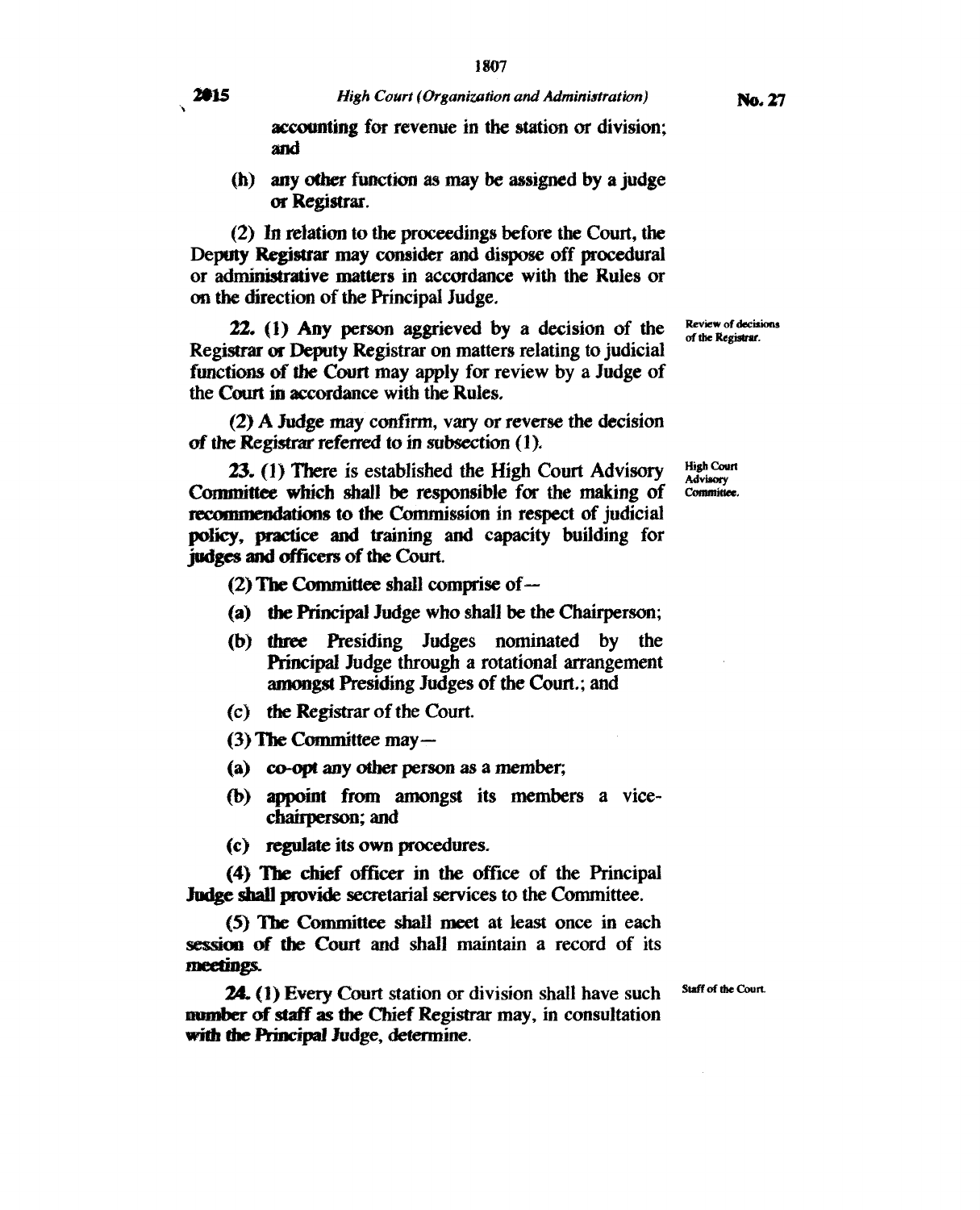accounting for revenue in the station or division; and

(h) any other function as may be assigned by a judge or Registrar.

(2) In relation to the proceedings before the Court, the Deputy Registrar may consider and dispose off procedural or administrative matters in accordance with the Rules or on the direction of the Principal Judge.

Review of decisions of the Registrar.

**22.** (1) Any person aggrieved by a decision of the Registrar or Deputy Registrar on matters relating to judicial functions of the Court may apply for review by a Judge of the Court in accordance with the Rules.

(2) A Judge may confirm, vary or reverse the decision of the Registrar referred to in subsection (1).

High Court Advisory Committee.

**23.** (1) There is established the High Court Advisory Committee which shall be responsible for the making of recommendations to the Commission in respect of judicial policy, practice and training and capacity building for judges and officers of the Court.

(2) The Committee shall comprise of—

(a) the Principal Judge who shall be the Chairperson;

(b) three Presiding Judges nominated by the Principal Judge through a rotational arrangement amongst Presiding Judges of the Court.; and

(c) the Registrar of the Court.

(3) The Committee may—

(a) co-opt any other person as a member;

(b) appoint from amongst its members a vice-chairperson; and

(c) regulate its own procedures.

(4) The chief officer in the office of the Principal Judge shall provide secretarial services to the Committee.

(5) The Committee shall meet at least once in each session of the Court and shall maintain a record of its meetings.

Staff of the Court.

**24.** (1) Every Court station or division shall have such number of staff as the Chief Registrar may, in consultation with the Principal Judge, determine.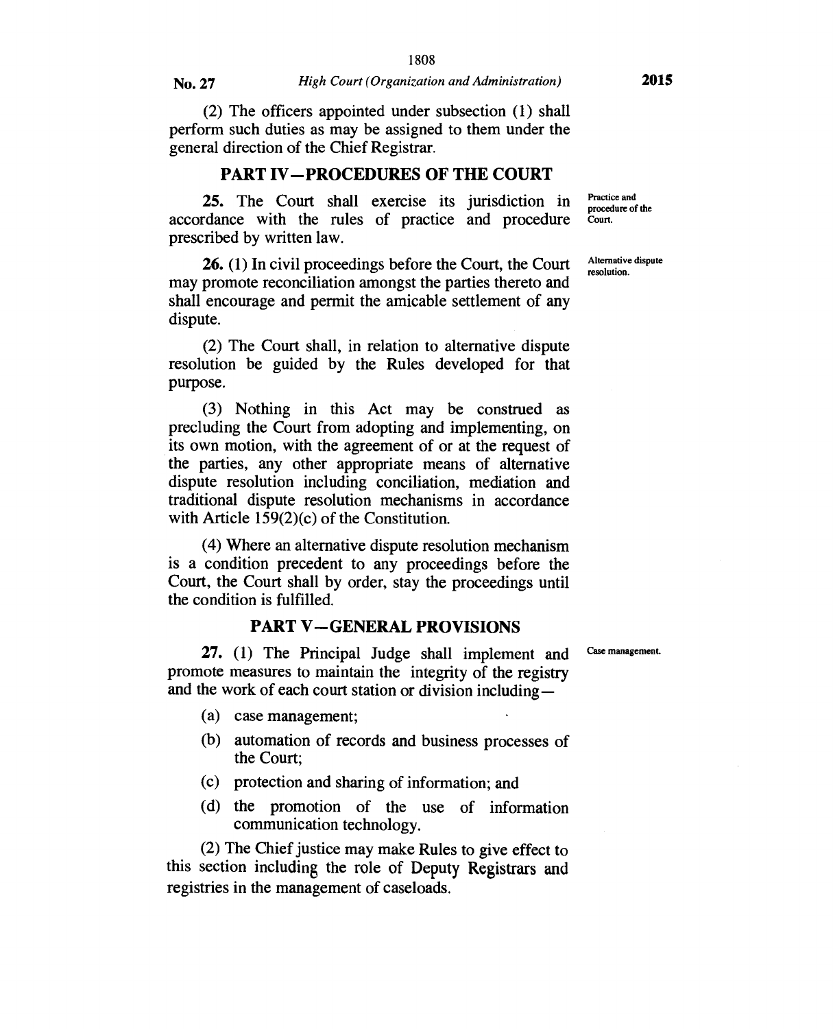(2) The officers appointed under subsection (1) shall perform such duties as may be assigned to them under the general direction of the Chief Registrar.

## PART IV—PROCEDURES OF THE COURT

*Practice and procedure of the Court.*

**25.** The Court shall exercise its jurisdiction in accordance with the rules of practice and procedure prescribed by written law.

*Alternative dispute resolution.*

**26.** (1) In civil proceedings before the Court, the Court may promote reconciliation amongst the parties thereto and shall encourage and permit the amicable settlement of any dispute.

(2) The Court shall, in relation to alternative dispute resolution be guided by the Rules developed for that purpose.

(3) Nothing in this Act may be construed as precluding the Court from adopting and implementing, on its own motion, with the agreement of or at the request of the parties, any other appropriate means of alternative dispute resolution including conciliation, mediation and traditional dispute resolution mechanisms in accordance with Article 159(2)(c) of the Constitution.

(4) Where an alternative dispute resolution mechanism is a condition precedent to any proceedings before the Court, the Court shall by order, stay the proceedings until the condition is fulfilled.

## PART V—GENERAL PROVISIONS

*Case management.*

**27.** (1) The Principal Judge shall implement and promote measures to maintain the integrity of the registry and the work of each court station or division including—

(a) case management;

(b) automation of records and business processes of the Court;

(c) protection and sharing of information; and

(d) the promotion of the use of information communication technology.

(2) The Chief justice may make Rules to give effect to this section including the role of Deputy Registrars and registries in the management of caseloads.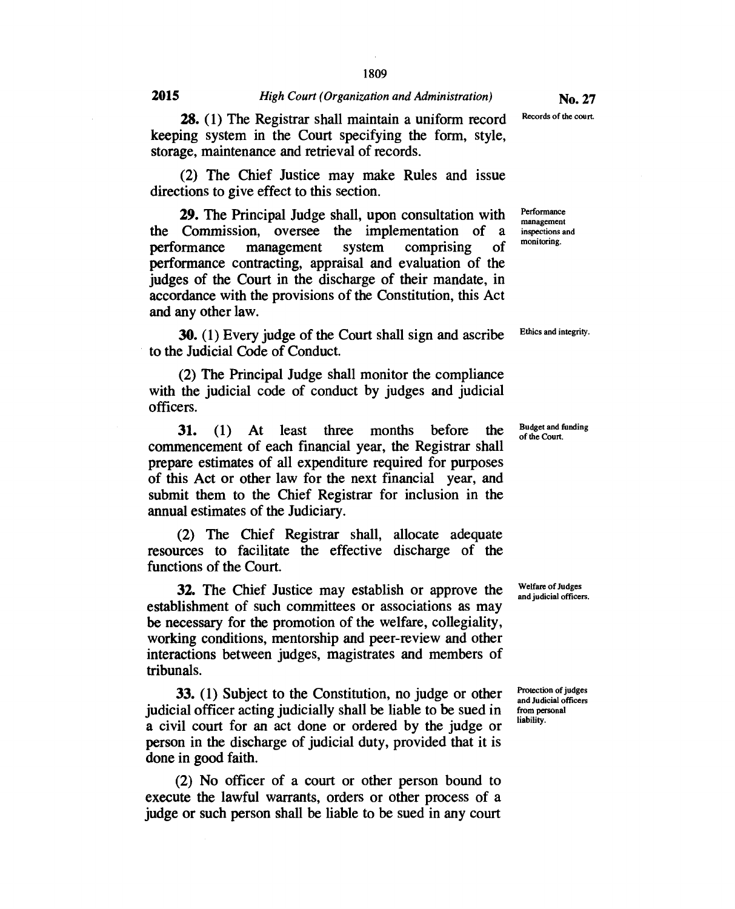**28.** (1) The Registrar shall maintain a uniform record keeping system in the Court specifying the form, style, storage, maintenance and retrieval of records.

Records of the court.

(2) The Chief Justice may make Rules and issue directions to give effect to this section.

**29.** The Principal Judge shall, upon consultation with the Commission, oversee the implementation of a performance management system comprising of performance contracting, appraisal and evaluation of the judges of the Court in the discharge of their mandate, in accordance with the provisions of the Constitution, this Act and any other law.

Performance management inspections and monitoring.

**30.** (1) Every judge of the Court shall sign and ascribe to the Judicial Code of Conduct.

Ethics and integrity.

(2) The Principal Judge shall monitor the compliance with the judicial code of conduct by judges and judicial officers.

**31.** (1) At least three months before the commencement of each financial year, the Registrar shall prepare estimates of all expenditure required for purposes of this Act or other law for the next financial year, and submit them to the Chief Registrar for inclusion in the annual estimates of the Judiciary.

Budget and funding of the Court.

(2) The Chief Registrar shall, allocate adequate resources to facilitate the effective discharge of the functions of the Court.

**32.** The Chief Justice may establish or approve the establishment of such committees or associations as may be necessary for the promotion of the welfare, collegiality, working conditions, mentorship and peer-review and other interactions between judges, magistrates and members of tribunals.

Welfare of Judges and judicial officers.

**33.** (1) Subject to the Constitution, no judge or other judicial officer acting judicially shall be liable to be sued in a civil court for an act done or ordered by the judge or person in the discharge of judicial duty, provided that it is done in good faith.

Protection of judges and Judicial officers from personal liability.

(2) No officer of a court or other person bound to execute the lawful warrants, orders or other process of a judge or such person shall be liable to be sued in any court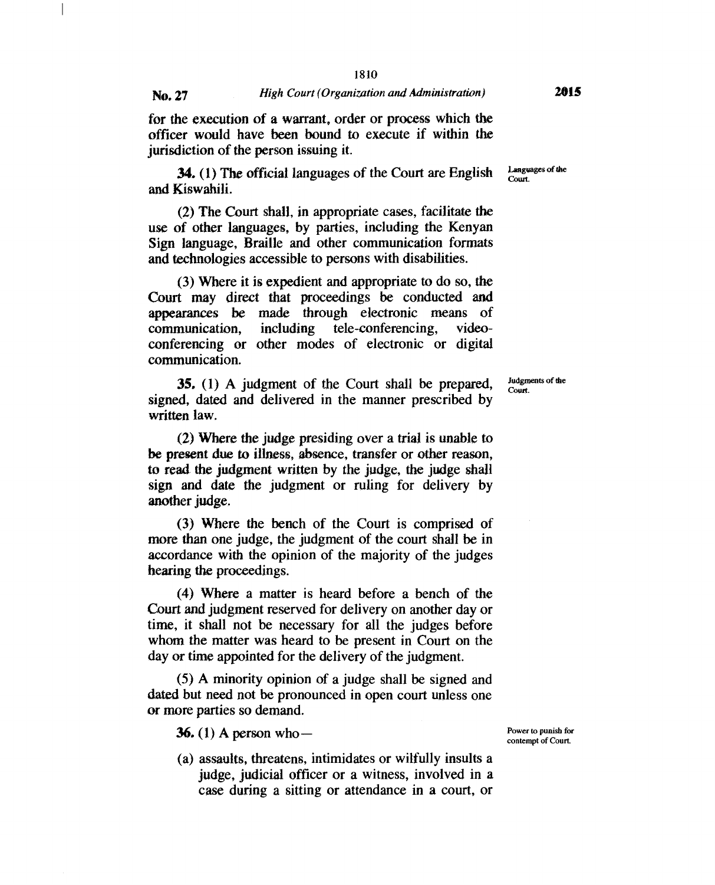for the execution of a warrant, order or process which the officer would have been bound to execute if within the jurisdiction of the person issuing it.

*Languages of the Court.*

**34.** (1) The official languages of the Court are English and Kiswahili.

(2) The Court shall, in appropriate cases, facilitate the use of other languages, by parties, including the Kenyan Sign language, Braille and other communication formats and technologies accessible to persons with disabilities.

(3) Where it is expedient and appropriate to do so, the Court may direct that proceedings be conducted and appearances be made through electronic means of communication, including tele-conferencing, video-conferencing or other modes of electronic or digital communication.

*Judgments of the Court.*

**35.** (1) A judgment of the Court shall be prepared, signed, dated and delivered in the manner prescribed by written law.

(2) Where the judge presiding over a trial is unable to be present due to illness, absence, transfer or other reason, to read the judgment written by the judge, the judge shall sign and date the judgment or ruling for delivery by another judge.

(3) Where the bench of the Court is comprised of more than one judge, the judgment of the court shall be in accordance with the opinion of the majority of the judges hearing the proceedings.

(4) Where a matter is heard before a bench of the Court and judgment reserved for delivery on another day or time, it shall not be necessary for all the judges before whom the matter was heard to be present in Court on the day or time appointed for the delivery of the judgment.

(5) A minority opinion of a judge shall be signed and dated but need not be pronounced in open court unless one or more parties so demand.

*Power to punish for contempt of Court.*

**36.** (1) A person who—

(a) assaults, threatens, intimidates or wilfully insults a judge, judicial officer or a witness, involved in a case during a sitting or attendance in a court, or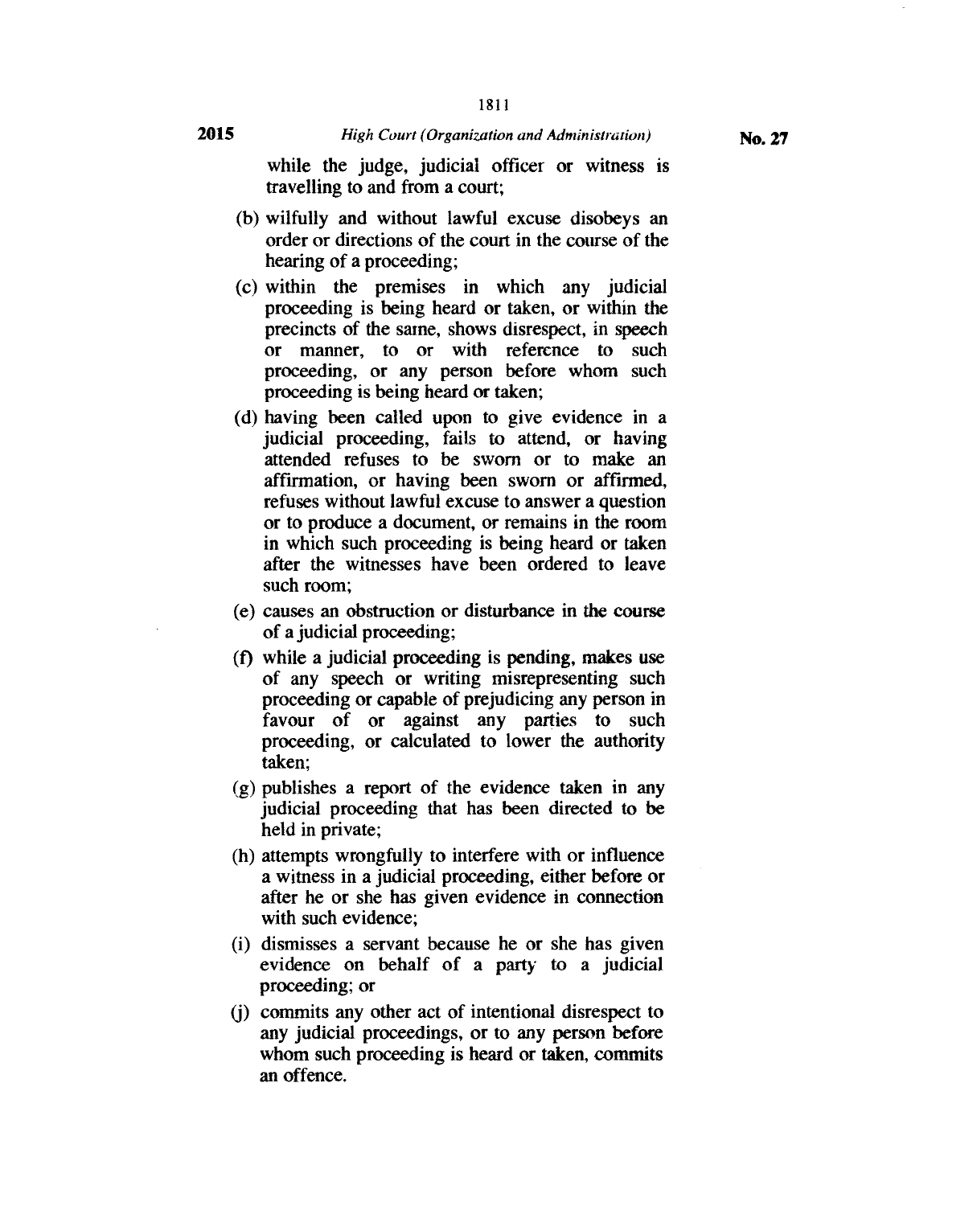while the judge, judicial officer or witness is travelling to and from a court;

(b) wilfully and without lawful excuse disobeys an order or directions of the court in the course of the hearing of a proceeding;

(c) within the premises in which any judicial proceeding is being heard or taken, or within the precincts of the same, shows disrespect, in speech or manner, to or with reference to such proceeding, or any person before whom such proceeding is being heard or taken;

(d) having been called upon to give evidence in a judicial proceeding, fails to attend, or having attended refuses to be sworn or to make an affirmation, or having been sworn or affirmed, refuses without lawful excuse to answer a question or to produce a document, or remains in the room in which such proceeding is being heard or taken after the witnesses have been ordered to leave such room;

(e) causes an obstruction or disturbance in the course of a judicial proceeding;

(f) while a judicial proceeding is pending, makes use of any speech or writing misrepresenting such proceeding or capable of prejudicing any person in favour of or against any parties to such proceeding, or calculated to lower the authority taken;

(g) publishes a report of the evidence taken in any judicial proceeding that has been directed to be held in private;

(h) attempts wrongfully to interfere with or influence a witness in a judicial proceeding, either before or after he or she has given evidence in connection with such evidence;

(i) dismisses a servant because he or she has given evidence on behalf of a party to a judicial proceeding; or

(j) commits any other act of intentional disrespect to any judicial proceedings, or to any person before whom such proceeding is heard or taken, commits an offence.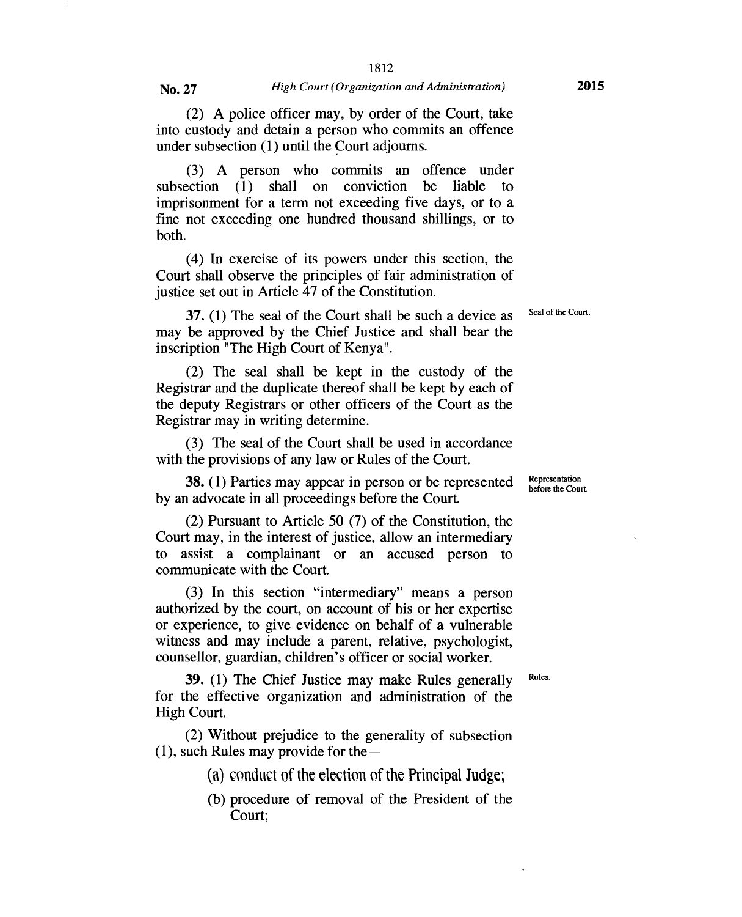(2) A police officer may, by order of the Court, take into custody and detain a person who commits an offence under subsection (1) until the Court adjourns.

(3) A person who commits an offence under subsection (1) shall on conviction be liable to imprisonment for a term not exceeding five days, or to a fine not exceeding one hundred thousand shillings, or to both.

(4) In exercise of its powers under this section, the Court shall observe the principles of fair administration of justice set out in Article 47 of the Constitution.

*Seal of the Court.*

**37.** (1) The seal of the Court shall be such a device as may be approved by the Chief Justice and shall bear the inscription "The High Court of Kenya".

(2) The seal shall be kept in the custody of the Registrar and the duplicate thereof shall be kept by each of the deputy Registrars or other officers of the Court as the Registrar may in writing determine.

(3) The seal of the Court shall be used in accordance with the provisions of any law or Rules of the Court.

*Representation before the Court.*

**38.** (1) Parties may appear in person or be represented by an advocate in all proceedings before the Court.

(2) Pursuant to Article 50 (7) of the Constitution, the Court may, in the interest of justice, allow an intermediary to assist a complainant or an accused person to communicate with the Court.

(3) In this section "intermediary" means a person authorized by the court, on account of his or her expertise or experience, to give evidence on behalf of a vulnerable witness and may include a parent, relative, psychologist, counsellor, guardian, children's officer or social worker.

*Rules.*

**39.** (1) The Chief Justice may make Rules generally for the effective organization and administration of the High Court.

(2) Without prejudice to the generality of subsection (1), such Rules may provide for the—

(a) conduct of the election of the Principal Judge;

(b) procedure of removal of the President of the Court;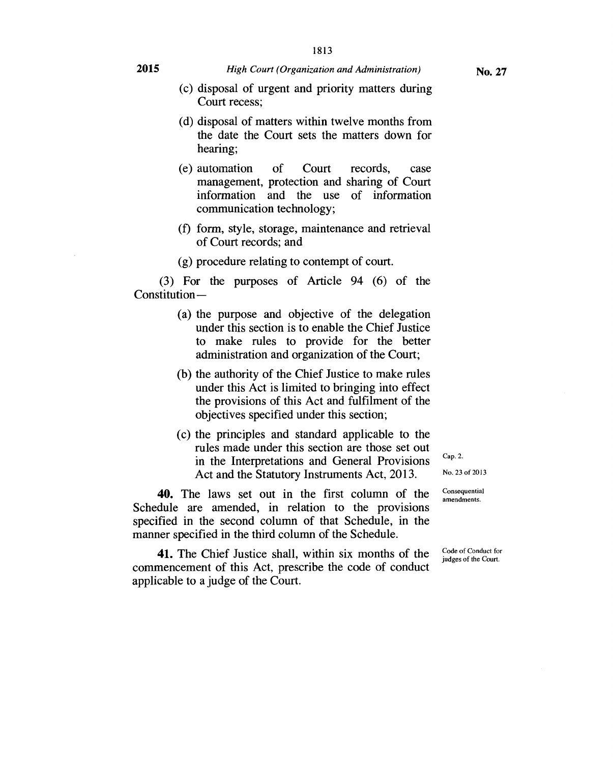(c) disposal of urgent and priority matters during Court recess;

(d) disposal of matters within twelve months from the date the Court sets the matters down for hearing;

(e) automation of Court records, case management, protection and sharing of Court information and the use of information communication technology;

(f) form, style, storage, maintenance and retrieval of Court records; and

(g) procedure relating to contempt of court.

(3) For the purposes of Article 94 (6) of the Constitution—

(a) the purpose and objective of the delegation under this section is to enable the Chief Justice to make rules to provide for the better administration and organization of the Court;

(b) the authority of the Chief Justice to make rules under this Act is limited to bringing into effect the provisions of this Act and fulfilment of the objectives specified under this section;

(c) the principles and standard applicable to the rules made under this section are those set out in the Interpretations and General Provisions Act and the Statutory Instruments Act, 2013.

Cap. 2.

No. 23 of 2013

Consequential amendments.

**40.** The laws set out in the first column of the Schedule are amended, in relation to the provisions specified in the second column of that Schedule, in the manner specified in the third column of the Schedule.

Code of Conduct for judges of the Court.

**41.** The Chief Justice shall, within six months of the commencement of this Act, prescribe the code of conduct applicable to a judge of the Court.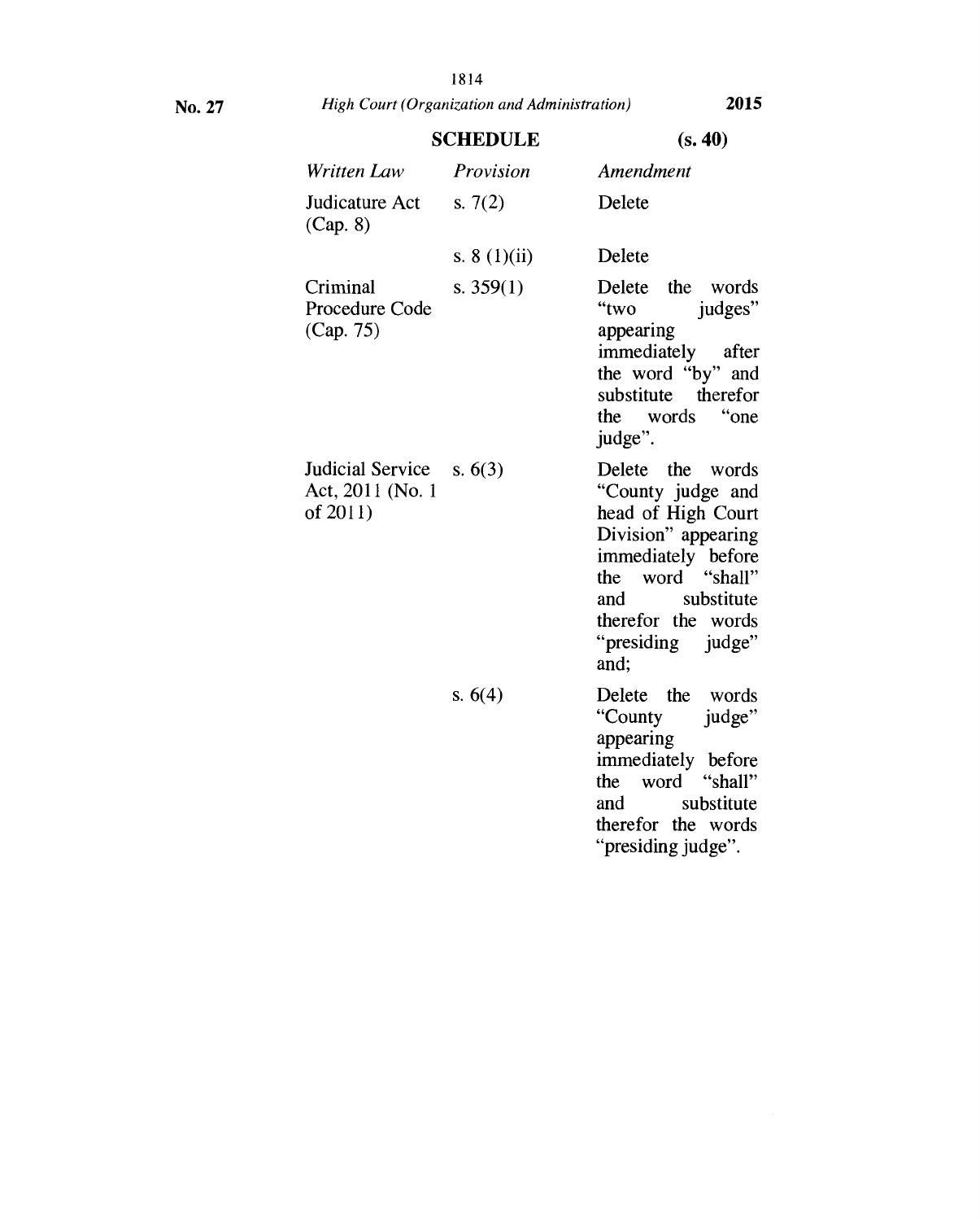## SCHEDULE (s. 40)

| *Written Law* | *Provision* | *Amendment* |
| --- | --- | --- |
| Judicature Act (Cap. 8) | s. 7(2) | Delete |
| | s. 8 (1)(ii) | Delete |
| Criminal Procedure Code (Cap. 75) | s. 359(1) | Delete the words "two judges" appearing immediately after the word "by" and substitute therefor the words "one judge". |
| Judicial Service Act, 2011 (No. 1 of 2011) | s. 6(3) | Delete the words "County judge and head of High Court Division" appearing immediately before the word "shall" and substitute therefor the words "presiding judge" and; |
| | s. 6(4) | Delete the words "County judge" appearing immediately before the word "shall" and substitute therefor the words "presiding judge". |